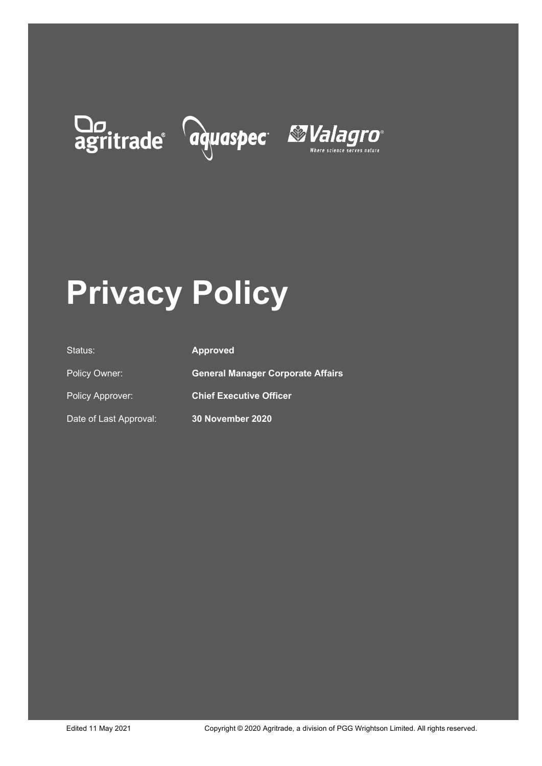agritrade® aquaspec® Valagro® Where science serves nature

# Privacy Policy

| | |
|---|---|
| Status: | **Approved** |
| Policy Owner: | **General Manager Corporate Affairs** |
| Policy Approver: | **Chief Executive Officer** |
| Date of Last Approval: | **30 November 2020** |

Edited 11 May 2021

Copyright © 2020 Agritrade, a division of PGG Wrightson Limited. All rights reserved.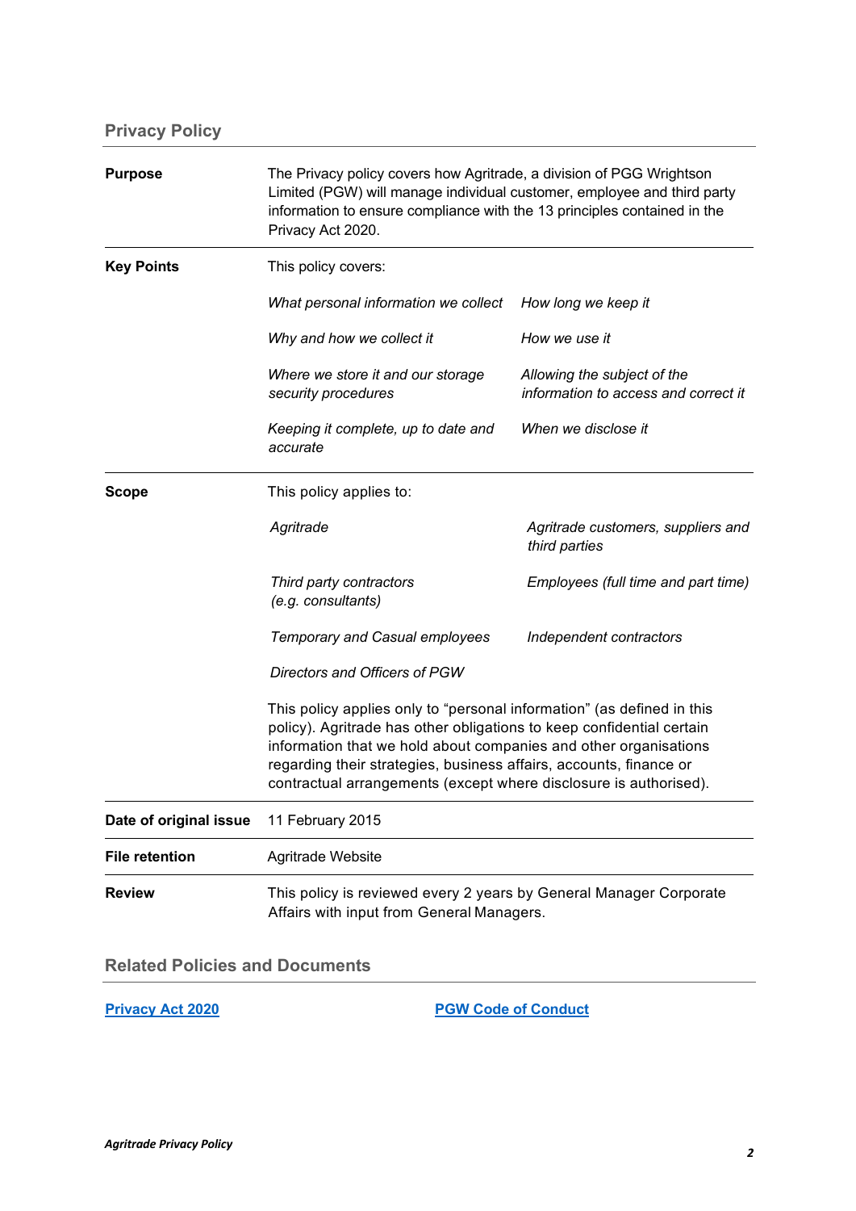## Privacy Policy

| | |
|---|---|
| **Purpose** | The Privacy policy covers how Agritrade, a division of PGG Wrightson Limited (PGW) will manage individual customer, employee and third party information to ensure compliance with the 13 principles contained in the Privacy Act 2020. |
| **Key Points** | This policy covers:<br>*What personal information we collect*<br>*How long we keep it*<br>*Why and how we collect it*<br>*How we use it*<br>*Where we store it and our storage security procedures*<br>*Allowing the subject of the information to access and correct it*<br>*Keeping it complete, up to date and accurate*<br>*When we disclose it* |
| **Scope** | This policy applies to:<br>*Agritrade*<br>*Agritrade customers, suppliers and third parties*<br>*Third party contractors (e.g. consultants)*<br>*Employees (full time and part time)*<br>*Temporary and Casual employees*<br>*Independent contractors*<br>*Directors and Officers of PGW*<br><br>This policy applies only to "personal information" (as defined in this policy). Agritrade has other obligations to keep confidential certain information that we hold about companies and other organisations regarding their strategies, business affairs, accounts, finance or contractual arrangements (except where disclosure is authorised). |
| **Date of original issue** | 11 February 2015 |
| **File retention** | Agritrade Website |
| **Review** | This policy is reviewed every 2 years by General Manager Corporate Affairs with input from General Managers. |

## Related Policies and Documents

**Privacy Act 2020**

**PGW Code of Conduct**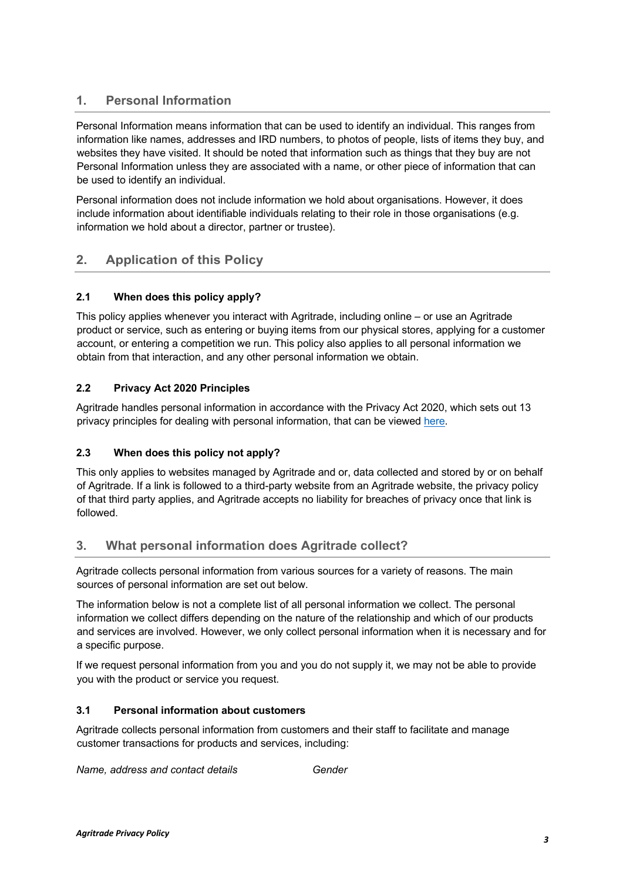## 1. Personal Information

Personal Information means information that can be used to identify an individual. This ranges from information like names, addresses and IRD numbers, to photos of people, lists of items they buy, and websites they have visited. It should be noted that information such as things that they buy are not Personal Information unless they are associated with a name, or other piece of information that can be used to identify an individual.

Personal information does not include information we hold about organisations. However, it does include information about identifiable individuals relating to their role in those organisations (e.g. information we hold about a director, partner or trustee).

## 2. Application of this Policy

### 2.1 When does this policy apply?

This policy applies whenever you interact with Agritrade, including online – or use an Agritrade product or service, such as entering or buying items from our physical stores, applying for a customer account, or entering a competition we run. This policy also applies to all personal information we obtain from that interaction, and any other personal information we obtain.

### 2.2 Privacy Act 2020 Principles

Agritrade handles personal information in accordance with the Privacy Act 2020, which sets out 13 privacy principles for dealing with personal information, that can be viewed here.

### 2.3 When does this policy not apply?

This only applies to websites managed by Agritrade and or, data collected and stored by or on behalf of Agritrade. If a link is followed to a third-party website from an Agritrade website, the privacy policy of that third party applies, and Agritrade accepts no liability for breaches of privacy once that link is followed.

## 3. What personal information does Agritrade collect?

Agritrade collects personal information from various sources for a variety of reasons. The main sources of personal information are set out below.

The information below is not a complete list of all personal information we collect. The personal information we collect differs depending on the nature of the relationship and which of our products and services are involved. However, we only collect personal information when it is necessary and for a specific purpose.

If we request personal information from you and you do not supply it, we may not be able to provide you with the product or service you request.

### 3.1 Personal information about customers

Agritrade collects personal information from customers and their staff to facilitate and manage customer transactions for products and services, including:

*Name, address and contact details*

*Gender*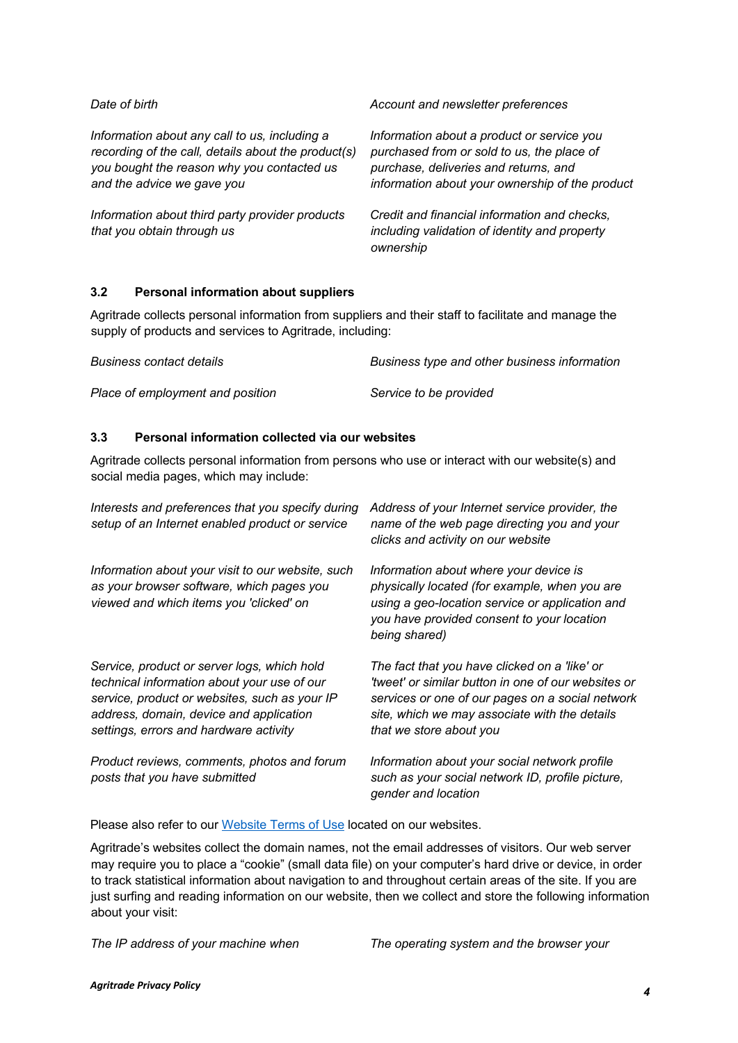*Date of birth*

*Account and newsletter preferences*

*Information about any call to us, including a recording of the call, details about the product(s) you bought the reason why you contacted us and the advice we gave you*

*Information about a product or service you purchased from or sold to us, the place of purchase, deliveries and returns, and information about your ownership of the product*

*Information about third party provider products that you obtain through us*

*Credit and financial information and checks, including validation of identity and property ownership*

### 3.2 Personal information about suppliers

Agritrade collects personal information from suppliers and their staff to facilitate and manage the supply of products and services to Agritrade, including:

*Business contact details*

*Business type and other business information*

*Place of employment and position*

*Service to be provided*

### 3.3 Personal information collected via our websites

Agritrade collects personal information from persons who use or interact with our website(s) and social media pages, which may include:

*Interests and preferences that you specify during setup of an Internet enabled product or service*

*Address of your Internet service provider, the name of the web page directing you and your clicks and activity on our website*

*Information about your visit to our website, such as your browser software, which pages you viewed and which items you 'clicked' on*

*Information about where your device is physically located (for example, when you are using a geo-location service or application and you have provided consent to your location being shared)*

*Service, product or server logs, which hold technical information about your use of our service, product or websites, such as your IP address, domain, device and application settings, errors and hardware activity*

*The fact that you have clicked on a 'like' or 'tweet' or similar button in one of our websites or services or one of our pages on a social network site, which we may associate with the details that we store about you*

*Product reviews, comments, photos and forum posts that you have submitted*

*Information about your social network profile such as your social network ID, profile picture, gender and location*

Please also refer to our Website Terms of Use located on our websites.

Agritrade's websites collect the domain names, not the email addresses of visitors. Our web server may require you to place a "cookie" (small data file) on your computer's hard drive or device, in order to track statistical information about navigation to and throughout certain areas of the site. If you are just surfing and reading information on our website, then we collect and store the following information about your visit:

*The IP address of your machine when*

*The operating system and the browser your*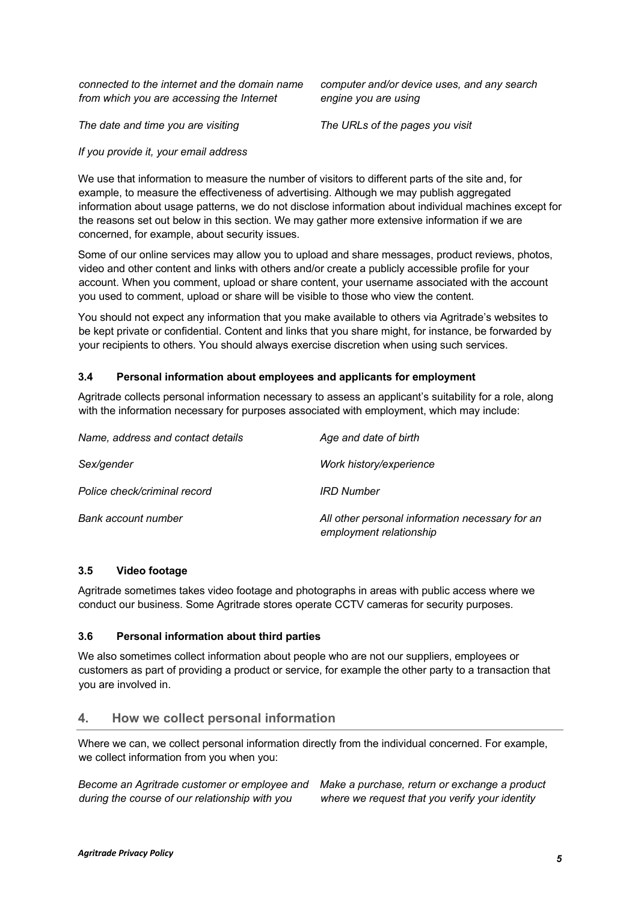*connected to the internet and the domain name from which you are accessing the Internet*

*computer and/or device uses, and any search engine you are using*

*The date and time you are visiting*

*The URLs of the pages you visit*

*If you provide it, your email address*

We use that information to measure the number of visitors to different parts of the site and, for example, to measure the effectiveness of advertising. Although we may publish aggregated information about usage patterns, we do not disclose information about individual machines except for the reasons set out below in this section. We may gather more extensive information if we are concerned, for example, about security issues.

Some of our online services may allow you to upload and share messages, product reviews, photos, video and other content and links with others and/or create a publicly accessible profile for your account. When you comment, upload or share content, your username associated with the account you used to comment, upload or share will be visible to those who view the content.

You should not expect any information that you make available to others via Agritrade's websites to be kept private or confidential. Content and links that you share might, for instance, be forwarded by your recipients to others. You should always exercise discretion when using such services.

### 3.4 Personal information about employees and applicants for employment

Agritrade collects personal information necessary to assess an applicant's suitability for a role, along with the information necessary for purposes associated with employment, which may include:

*Name, address and contact details*

*Age and date of birth*

*Sex/gender*

*Work history/experience*

*Police check/criminal record*

*IRD Number*

*Bank account number*

*All other personal information necessary for an employment relationship*

### 3.5 Video footage

Agritrade sometimes takes video footage and photographs in areas with public access where we conduct our business. Some Agritrade stores operate CCTV cameras for security purposes.

### 3.6 Personal information about third parties

We also sometimes collect information about people who are not our suppliers, employees or customers as part of providing a product or service, for example the other party to a transaction that you are involved in.

## 4. How we collect personal information

Where we can, we collect personal information directly from the individual concerned. For example, we collect information from you when you:

*Become an Agritrade customer or employee and during the course of our relationship with you*

*Make a purchase, return or exchange a product where we request that you verify your identity*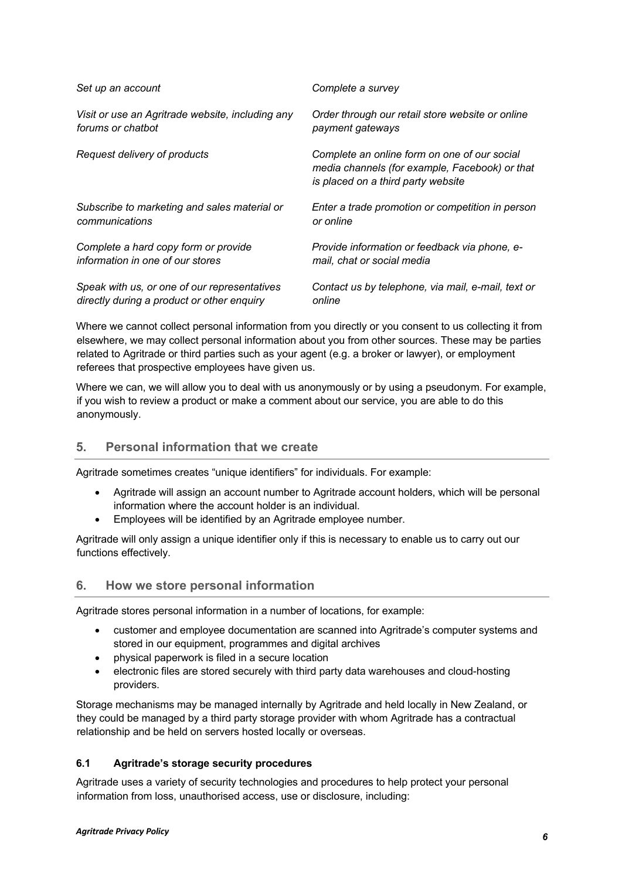*Set up an account*

*Complete a survey*

*Visit or use an Agritrade website, including any forums or chatbot*

*Order through our retail store website or online payment gateways*

*Request delivery of products*

*Complete an online form on one of our social media channels (for example, Facebook) or that is placed on a third party website*

*Subscribe to marketing and sales material or communications*

*Enter a trade promotion or competition in person or online*

*Complete a hard copy form or provide information in one of our stores*

*Provide information or feedback via phone, e-mail, chat or social media*

*Speak with us, or one of our representatives directly during a product or other enquiry*

*Contact us by telephone, via mail, e-mail, text or online*

Where we cannot collect personal information from you directly or you consent to us collecting it from elsewhere, we may collect personal information about you from other sources. These may be parties related to Agritrade or third parties such as your agent (e.g. a broker or lawyer), or employment referees that prospective employees have given us.

Where we can, we will allow you to deal with us anonymously or by using a pseudonym. For example, if you wish to review a product or make a comment about our service, you are able to do this anonymously.

## 5. Personal information that we create

Agritrade sometimes creates "unique identifiers" for individuals. For example:

- Agritrade will assign an account number to Agritrade account holders, which will be personal information where the account holder is an individual.
- Employees will be identified by an Agritrade employee number.

Agritrade will only assign a unique identifier only if this is necessary to enable us to carry out our functions effectively.

## 6. How we store personal information

Agritrade stores personal information in a number of locations, for example:

- customer and employee documentation are scanned into Agritrade's computer systems and stored in our equipment, programmes and digital archives
- physical paperwork is filed in a secure location
- electronic files are stored securely with third party data warehouses and cloud-hosting providers.

Storage mechanisms may be managed internally by Agritrade and held locally in New Zealand, or they could be managed by a third party storage provider with whom Agritrade has a contractual relationship and be held on servers hosted locally or overseas.

### 6.1 Agritrade's storage security procedures

Agritrade uses a variety of security technologies and procedures to help protect your personal information from loss, unauthorised access, use or disclosure, including: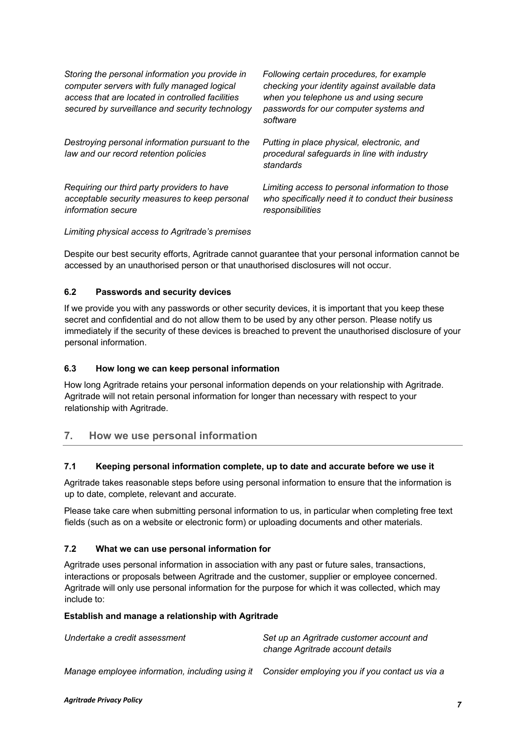*Storing the personal information you provide in computer servers with fully managed logical access that are located in controlled facilities secured by surveillance and security technology*

*Following certain procedures, for example checking your identity against available data when you telephone us and using secure passwords for our computer systems and software*

*Destroying personal information pursuant to the law and our record retention policies*

*Putting in place physical, electronic, and procedural safeguards in line with industry standards*

*Requiring our third party providers to have acceptable security measures to keep personal information secure*

*Limiting access to personal information to those who specifically need it to conduct their business responsibilities*

*Limiting physical access to Agritrade's premises*

Despite our best security efforts, Agritrade cannot guarantee that your personal information cannot be accessed by an unauthorised person or that unauthorised disclosures will not occur.

### 6.2 Passwords and security devices

If we provide you with any passwords or other security devices, it is important that you keep these secret and confidential and do not allow them to be used by any other person. Please notify us immediately if the security of these devices is breached to prevent the unauthorised disclosure of your personal information.

### 6.3 How long we can keep personal information

How long Agritrade retains your personal information depends on your relationship with Agritrade. Agritrade will not retain personal information for longer than necessary with respect to your relationship with Agritrade.

## 7. How we use personal information

### 7.1 Keeping personal information complete, up to date and accurate before we use it

Agritrade takes reasonable steps before using personal information to ensure that the information is up to date, complete, relevant and accurate.

Please take care when submitting personal information to us, in particular when completing free text fields (such as on a website or electronic form) or uploading documents and other materials.

### 7.2 What we can use personal information for

Agritrade uses personal information in association with any past or future sales, transactions, interactions or proposals between Agritrade and the customer, supplier or employee concerned. Agritrade will only use personal information for the purpose for which it was collected, which may include to:

**Establish and manage a relationship with Agritrade**

*Undertake a credit assessment*

*Set up an Agritrade customer account and change Agritrade account details*

*Manage employee information, including using it*

*Consider employing you if you contact us via a*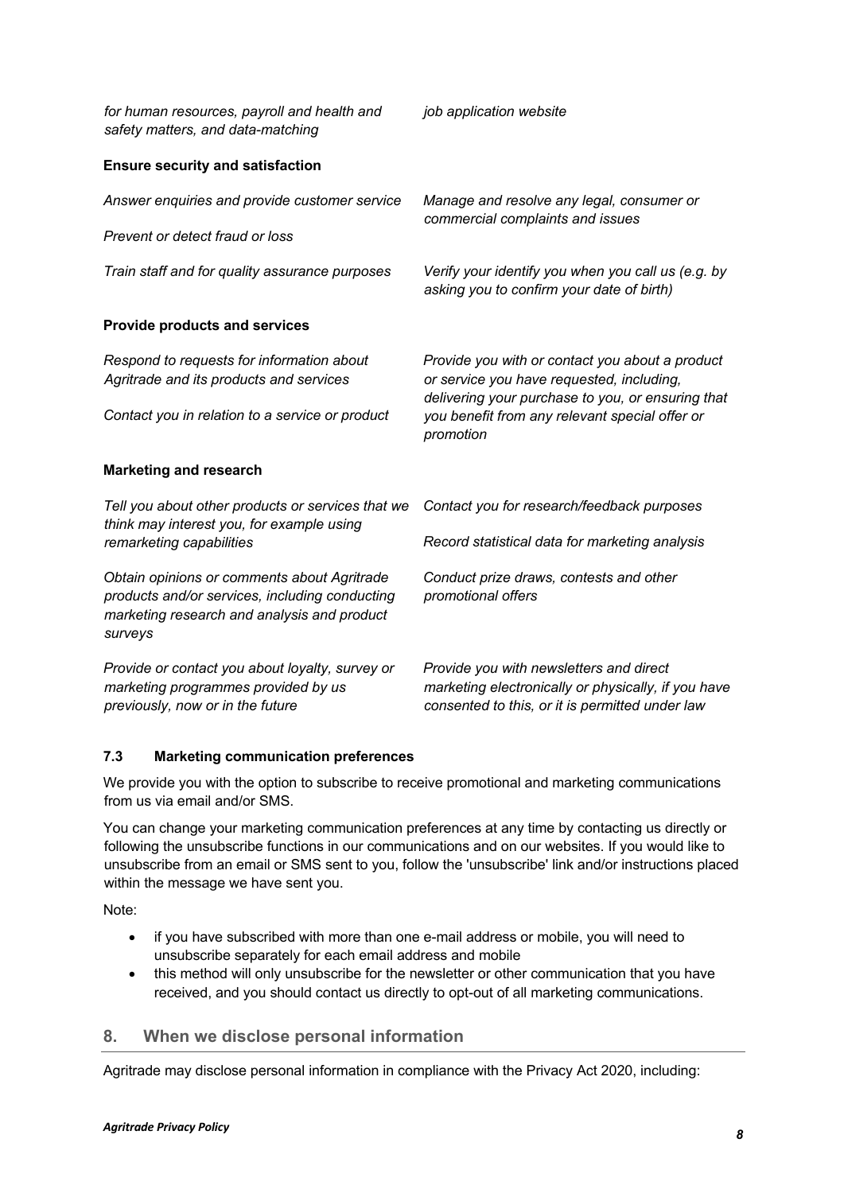*for human resources, payroll and health and safety matters, and data-matching*

*job application website*

**Ensure security and satisfaction**

*Answer enquiries and provide customer service*

*Prevent or detect fraud or loss*

*Manage and resolve any legal, consumer or commercial complaints and issues*

*Train staff and for quality assurance purposes*

*Verify your identify you when you call us (e.g. by asking you to confirm your date of birth)*

**Provide products and services**

*Respond to requests for information about Agritrade and its products and services*

*Contact you in relation to a service or product*

*Provide you with or contact you about a product or service you have requested, including, delivering your purchase to you, or ensuring that you benefit from any relevant special offer or promotion*

**Marketing and research**

*Tell you about other products or services that we think may interest you, for example using remarketing capabilities*

*Contact you for research/feedback purposes*

*Record statistical data for marketing analysis*

*Obtain opinions or comments about Agritrade products and/or services, including conducting marketing research and analysis and product surveys*

*Conduct prize draws, contests and other promotional offers*

*Provide or contact you about loyalty, survey or marketing programmes provided by us previously, now or in the future*

*Provide you with newsletters and direct marketing electronically or physically, if you have consented to this, or it is permitted under law*

### 7.3 Marketing communication preferences

We provide you with the option to subscribe to receive promotional and marketing communications from us via email and/or SMS.

You can change your marketing communication preferences at any time by contacting us directly or following the unsubscribe functions in our communications and on our websites. If you would like to unsubscribe from an email or SMS sent to you, follow the 'unsubscribe' link and/or instructions placed within the message we have sent you.

Note:

- if you have subscribed with more than one e-mail address or mobile, you will need to unsubscribe separately for each email address and mobile
- this method will only unsubscribe for the newsletter or other communication that you have received, and you should contact us directly to opt-out of all marketing communications.

## 8. When we disclose personal information

Agritrade may disclose personal information in compliance with the Privacy Act 2020, including: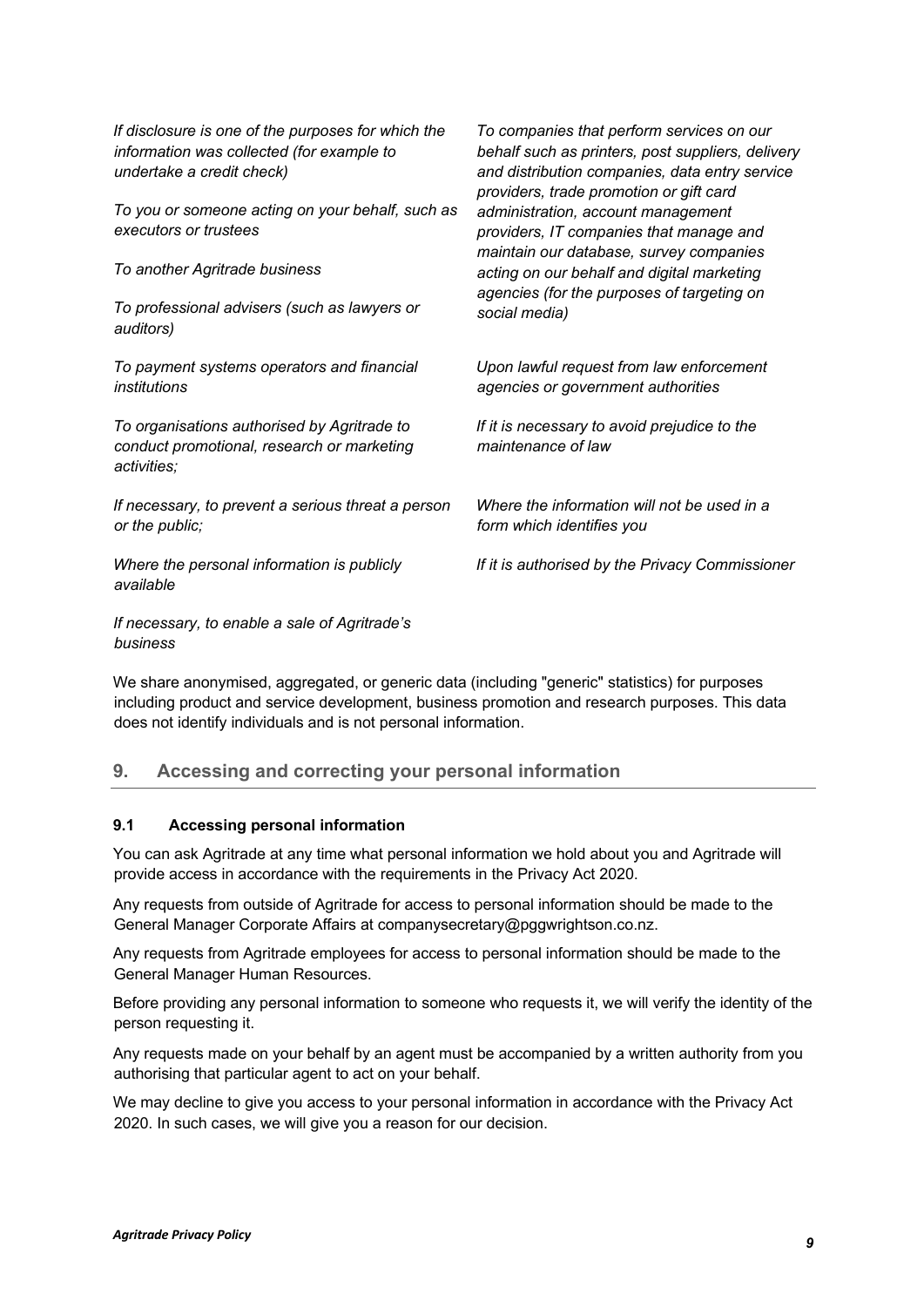*If disclosure is one of the purposes for which the information was collected (for example to undertake a credit check)*

*To you or someone acting on your behalf, such as executors or trustees*

*To another Agritrade business*

*To professional advisers (such as lawyers or auditors)*

*To payment systems operators and financial institutions*

*To organisations authorised by Agritrade to conduct promotional, research or marketing activities;*

*If necessary, to prevent a serious threat a person or the public;*

*Where the personal information is publicly available*

*If necessary, to enable a sale of Agritrade's business*

*To companies that perform services on our behalf such as printers, post suppliers, delivery and distribution companies, data entry service providers, trade promotion or gift card administration, account management providers, IT companies that manage and maintain our database, survey companies acting on our behalf and digital marketing agencies (for the purposes of targeting on social media)*

*Upon lawful request from law enforcement agencies or government authorities*

*If it is necessary to avoid prejudice to the maintenance of law*

*Where the information will not be used in a form which identifies you*

*If it is authorised by the Privacy Commissioner*

We share anonymised, aggregated, or generic data (including "generic" statistics) for purposes including product and service development, business promotion and research purposes. This data does not identify individuals and is not personal information.

## 9. Accessing and correcting your personal information

### 9.1 Accessing personal information

You can ask Agritrade at any time what personal information we hold about you and Agritrade will provide access in accordance with the requirements in the Privacy Act 2020.

Any requests from outside of Agritrade for access to personal information should be made to the General Manager Corporate Affairs at companysecretary@pggwrightson.co.nz.

Any requests from Agritrade employees for access to personal information should be made to the General Manager Human Resources.

Before providing any personal information to someone who requests it, we will verify the identity of the person requesting it.

Any requests made on your behalf by an agent must be accompanied by a written authority from you authorising that particular agent to act on your behalf.

We may decline to give you access to your personal information in accordance with the Privacy Act 2020. In such cases, we will give you a reason for our decision.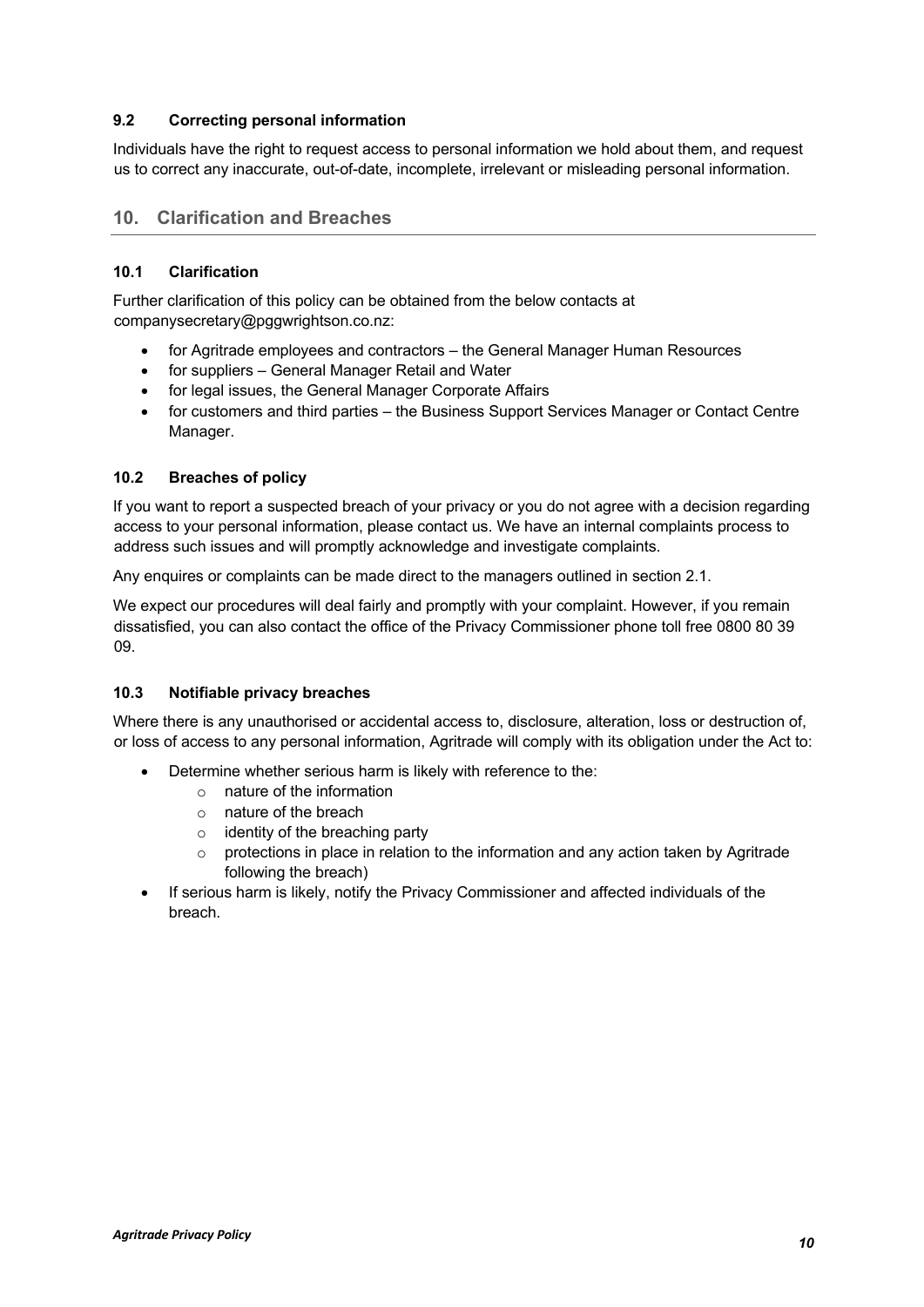### 9.2 Correcting personal information

Individuals have the right to request access to personal information we hold about them, and request us to correct any inaccurate, out-of-date, incomplete, irrelevant or misleading personal information.

## 10. Clarification and Breaches

### 10.1 Clarification

Further clarification of this policy can be obtained from the below contacts at companysecretary@pggwrightson.co.nz:

- for Agritrade employees and contractors – the General Manager Human Resources
- for suppliers – General Manager Retail and Water
- for legal issues, the General Manager Corporate Affairs
- for customers and third parties – the Business Support Services Manager or Contact Centre Manager.

### 10.2 Breaches of policy

If you want to report a suspected breach of your privacy or you do not agree with a decision regarding access to your personal information, please contact us. We have an internal complaints process to address such issues and will promptly acknowledge and investigate complaints.

Any enquires or complaints can be made direct to the managers outlined in section 2.1.

We expect our procedures will deal fairly and promptly with your complaint. However, if you remain dissatisfied, you can also contact the office of the Privacy Commissioner phone toll free 0800 80 39 09.

### 10.3 Notifiable privacy breaches

Where there is any unauthorised or accidental access to, disclosure, alteration, loss or destruction of, or loss of access to any personal information, Agritrade will comply with its obligation under the Act to:

- Determine whether serious harm is likely with reference to the:
  - nature of the information
  - nature of the breach
  - identity of the breaching party
  - protections in place in relation to the information and any action taken by Agritrade following the breach)
- If serious harm is likely, notify the Privacy Commissioner and affected individuals of the breach.